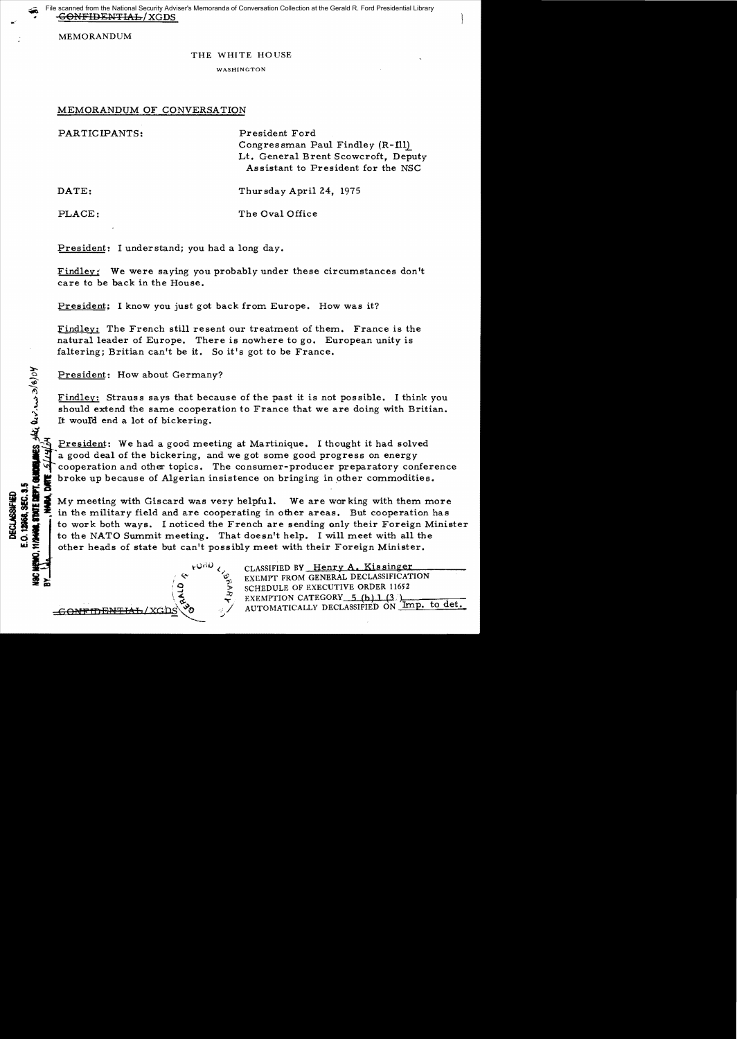File scanned from the National Security Adviser's Memoranda of Conversation Collection at the Gerald R. Ford Presidential Library

~~CONFIDENTIAL~~/XGDS

MEMORANDUM

THE WHITE HOUSE

WASHINGTON

MEMORANDUM OF CONVERSATION

PARTICIPANTS: President Ford
Congressman Paul Findley (R-Ill)
Lt. General Brent Scowcroft, Deputy Assistant to President for the NSC

DATE: Thursday April 24, 1975

PLACE: The Oval Office

President: I understand; you had a long day.

Findley: We were saying you probably under these circumstances don't care to be back in the House.

President; I know you just got back from Europe. How was it?

Findley: The French still resent our treatment of them. France is the natural leader of Europe. There is nowhere to go. European unity is faltering; Britian can't be it. So it's got to be France.

President: How about Germany?

Findley: Strauss says that because of the past it is not possible. I think you should extend the same cooperation to France that we are doing with Britian. It would end a lot of bickering.

President: We had a good meeting at Martinique. I thought it had solved a good deal of the bickering, and we got some good progress on energy cooperation and other topics. The consumer-producer preparatory conference broke up because of Algerian insistence on bringing in other commodities.

My meeting with Giscard was very helpful. We are working with them more in the military field and are cooperating in other areas. But cooperation has to work both ways. I noticed the French are sending only their Foreign Minister to the NATO Summit meeting. That doesn't help. I will meet with all the other heads of state but can't possibly meet with their Foreign Minister.

DECLASSIFIED
E.O. 12958, SEC. 3.5
NSC MEMO, 11/24/98, STATE DEPT. GUIDELINES, State Dev. 3/8/04
BY ___, NARA, DATE 5/14/04

~~CONFIDENTIAL~~/XGDS

CLASSIFIED BY Henry A. Kissinger
EXEMPT FROM GENERAL DECLASSIFICATION SCHEDULE OF EXECUTIVE ORDER 11652
EXEMPTION CATEGORY 5 (b) 1 (3)
AUTOMATICALLY DECLASSIFIED ON Imp. to det.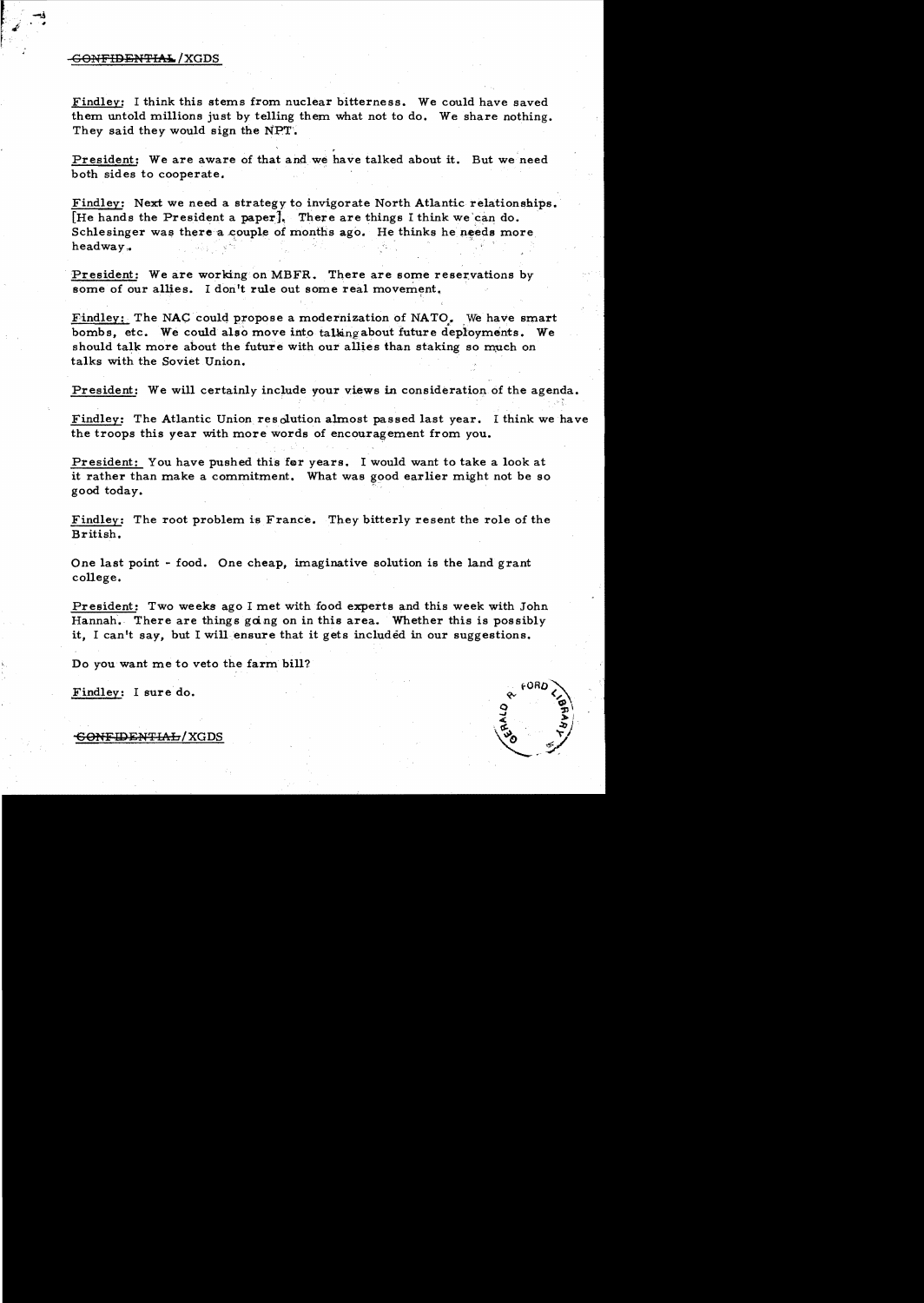CONFIDENTIAL/XGDS

Findley: I think this stems from nuclear bitterness. We could have saved them untold millions just by telling them what not to do. We share nothing. They said they would sign the NPT.

President: We are aware of that and we have talked about it. But we need both sides to cooperate.

Findley: Next we need a strategy to invigorate North Atlantic relationships. [He hands the President a paper]. There are things I think we can do. Schlesinger was there a couple of months ago. He thinks he needs more headway.

President: We are working on MBFR. There are some reservations by some of our allies. I don't rule out some real movement.

Findley: The NAC could propose a modernization of NATO. We have smart bombs, etc. We could also move into talking about future deployments. We should talk more about the future with our allies than staking so much on talks with the Soviet Union.

President: We will certainly include your views in consideration of the agenda.

Findley: The Atlantic Union resolution almost passed last year. I think we have the troops this year with more words of encouragement from you.

President: You have pushed this for years. I would want to take a look at it rather than make a commitment. What was good earlier might not be so good today.

Findley: The root problem is France. They bitterly resent the role of the British.

One last point - food. One cheap, imaginative solution is the land grant college.

President: Two weeks ago I met with food experts and this week with John Hannah. There are things going on in this area. Whether this is possibly it, I can't say, but I will ensure that it gets included in our suggestions.

Do you want me to veto the farm bill?

Findley: I sure do.

CONFIDENTIAL/XGDS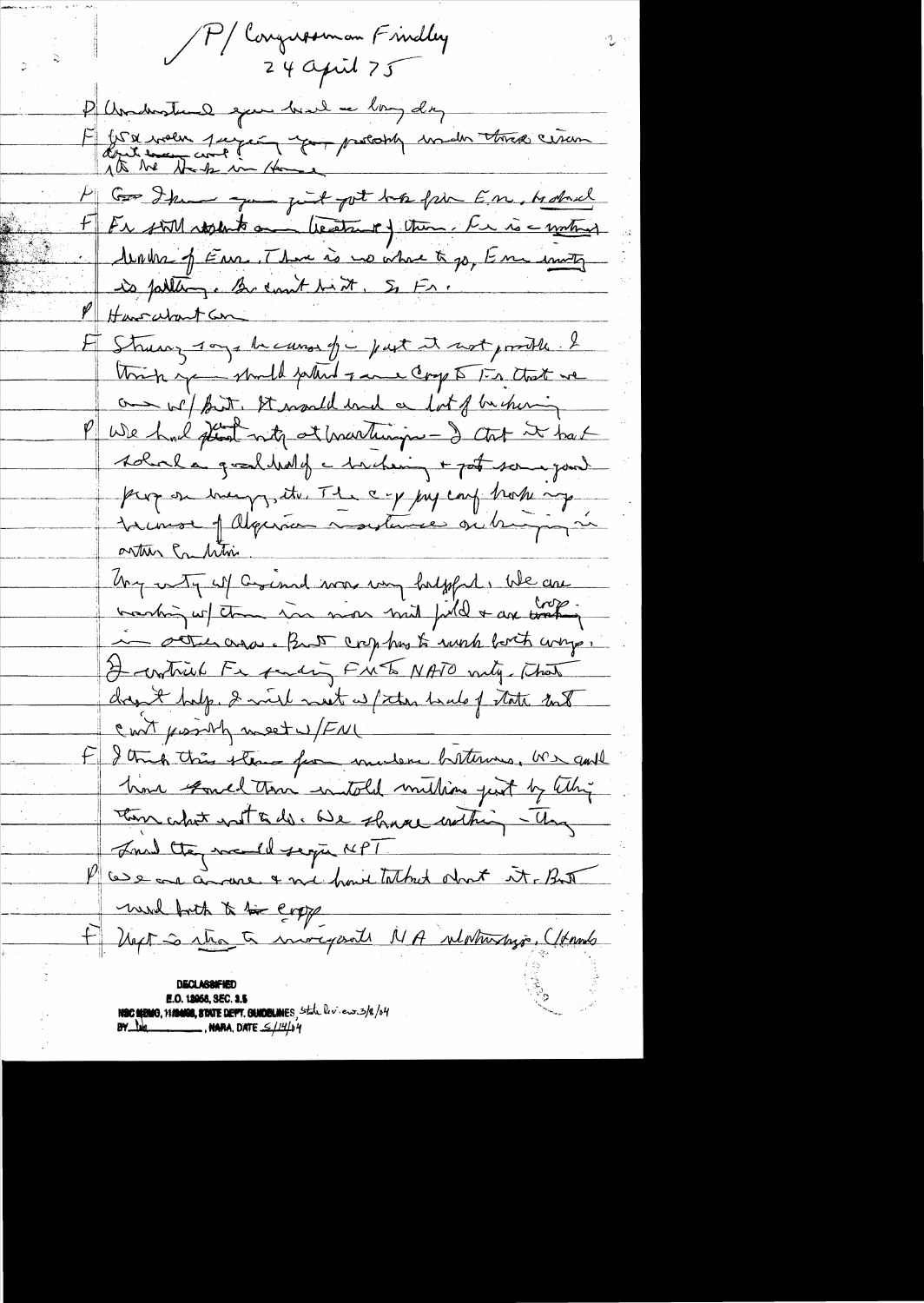P/ Congressman Findley
24 April 75

P Understand you had a long day

F It was rather [?] you probably under those circum[stances]... [?] the [?] in House

P I know you just got back from Eur., Mideast

F Fr still resistant on treatment of them. Fr is a [?] leader of Eur. There is no where to go, Eur unity is faltering. Br can't hit it. So Fr.

P How about Cm

F Strong, says he cannot [?] just [?] not possible. I think you should [?] some Coop to Fr that we are w/ Brit. It would end a lot of [?]

P We had [?] mtg at Martinique — I think it [?] [?] a good deal of [?] + got some good prog on energy, etc. The coop [?] [?] [?] because of Algerian [?] on bringing in other Countries.

My mtg w/ Giscard was very helpful. We are working w/ them in mon[etary] field + are working in other areas. But coop has to work both ways. I criticized Fr for sending FM to NATO mtg. That doesn't help. I will meet w/ other heads of state but can't possibly meet w/ FM

F I think this stems from modern historians. We could have forced them untold millions just by telling them what not to do. We share nothing — They said they would sign NPT

P We are aware + we have talked about it. But need both to [?] coop

F Kept is strong on immigrants NA relationships. [?]

DECLASSIFIED
E.O. 12958, SEC. 3.5
NSC MEMO, 11/24/98, STATE DEPT. GUIDELINES, State Rev. [?] 3/8/04
BY [?], NARA, DATE 5/14/04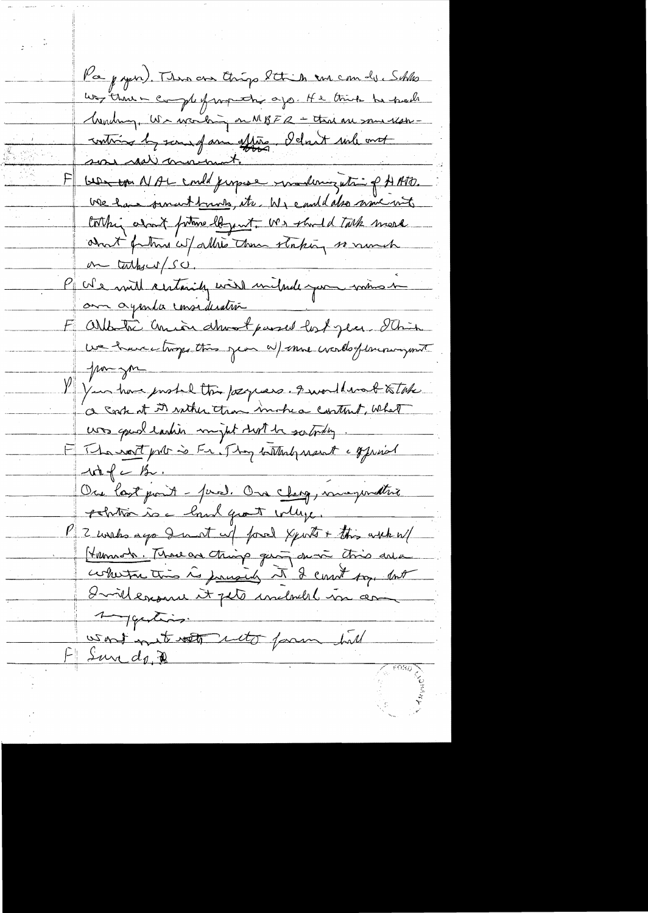(Pa paper). There are things I think we can do. Schlei was there a couple of months ago. He thinks he made headway. We're working on MBFR – there are some reservations by some of our allies. I don't rule out some real movement.

F | What NAC could propose modernization of NATO. We have smart bombs, etc. We could also move into talking about future equipment. We should talk more about future w/ allies than stepping so much on Cutbacks/SU.

P | We will certainly wish include your views in our agenda consideration.

F | Atlantic Union almost passed last year. I think we have a chance this year w/ more words of encouragement from you.

P | You have pushed this for years. I would want to take a look at it rather than make a comment. What was good earlier might not be so today.

F | The most prob is Fr. They totally want a preferred role for them.

One last point – food. One Chang, imaginative solution is a land grant college.

P | 2 weeks ago I met w/ food experts + this week w/ Humphrey. There are things going on in this area whether this is pursuing it I can't say. but I will ensure it gets included in our investigations.

Want [?] into farm bill

F | Sure do.